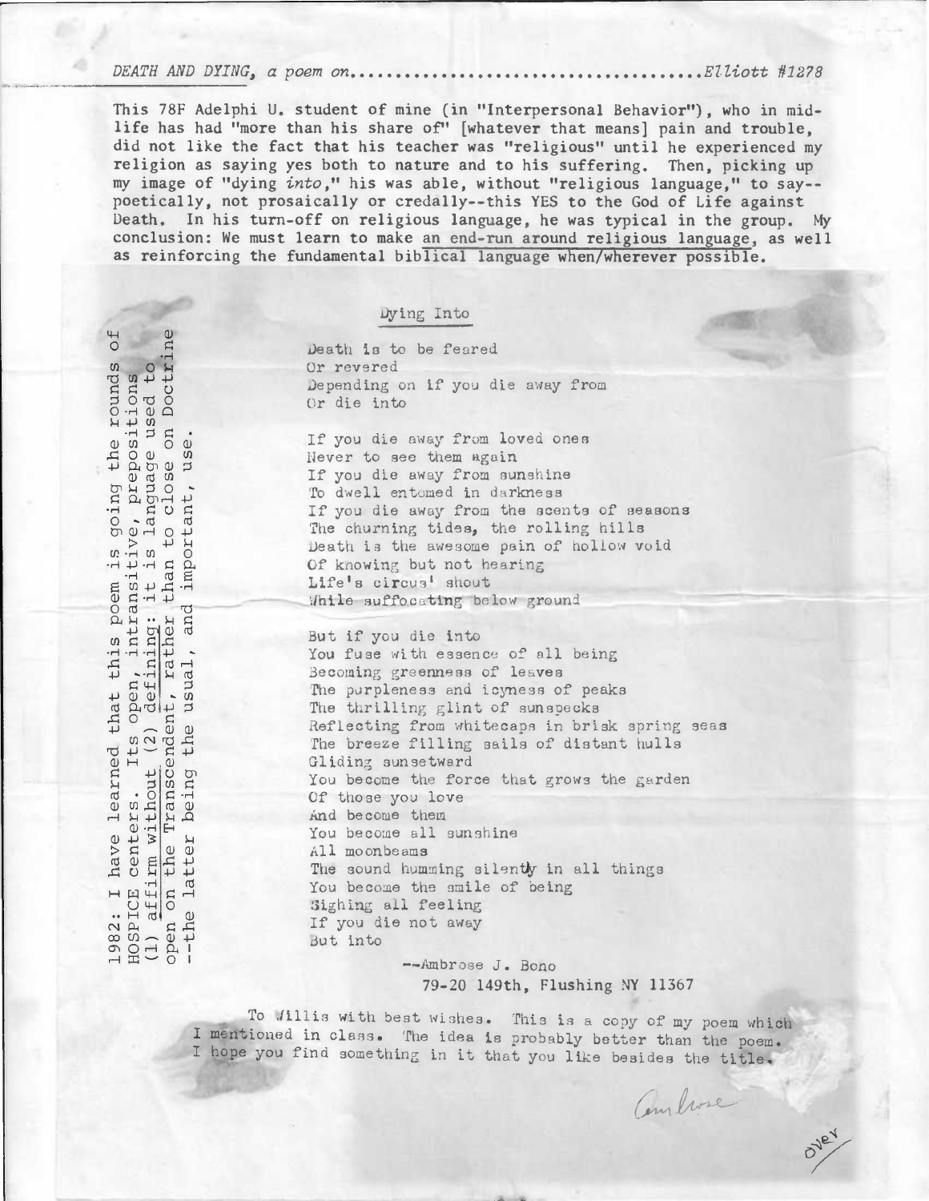*DEATH AND DYING, a poem on.....................................Elliott #1278*

This 78F Adelphi U. student of mine (in "Interpersonal Behavior"), who in mid-life has had "more than his share of" [whatever that means] pain and trouble, did not like the fact that his teacher was "religious" until he experienced my religion as saying yes both to nature and to his suffering. Then, picking up my image of "dying *into*," his was able, without "religious language," to say--poetically, not prosaically or credally--this YES to the God of Life against Death. In his turn-off on religious language, he was typical in the group. My conclusion: We must learn to make an end-run around religious language, as well as reinforcing the fundamental biblical language when/wherever possible.

1982: I have learned that this poem is going the rounds of HOSPICE centers. Its open, intransitive, prepositions (1) affirm without (2) defining: it is language used to open on the Transcendent, rather than to close on Doctrine --the latter being the usual, and important, use.

## Dying Into

Death is to be feared
Or revered
Depending on if you die away from
Or die into

If you die away from loved ones
Never to see them again
If you die away from sunshine
To dwell entombed in darkness
If you die away from the scents of seasons
The churning tides, the rolling hills
Death is the awesome pain of hollow void
Of knowing but not hearing
Life's circus' shout
While suffocating below ground

But if you die into
You fuse with essence of all being
Becoming greenness of leaves
The purpleness and icyness of peaks
The thrilling glint of sunspecks
Reflecting from whitecaps in brisk spring seas
The breeze filling sails of distant hulls
Gliding sunsetward
You become the force that grows the garden
Of those you love
And become them
You become all sunshine
All moonbeams
The sound humming silently in all things
You become the smile of being
Sighing all feeling
If you die not away
But into

--Ambrose J. Bono
79-20 149th, Flushing NY 11367

To Willis with best wishes. This is a copy of my poem which I mentioned in class. The idea is probably better than the poem. I hope you find something in it that you like besides the title.

Ambrose

over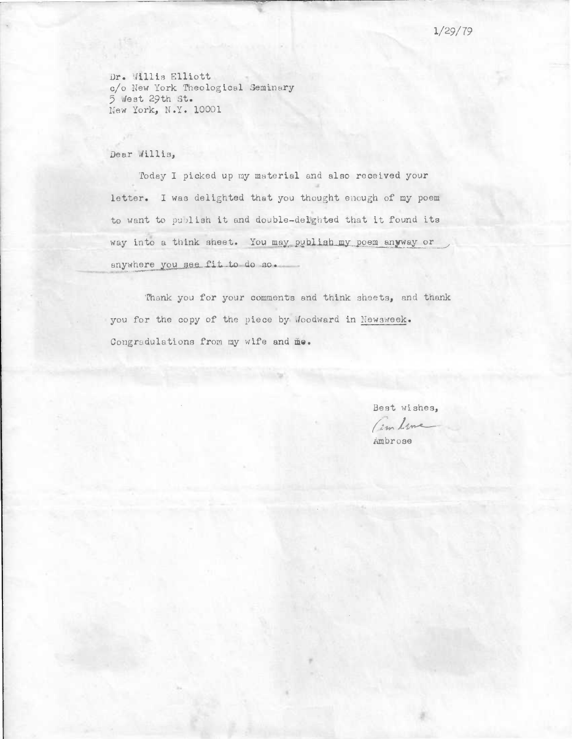1/29/79

Dr. Willis Elliott
c/o New York Theological Seminary
5 West 29th St.
New York, N.Y. 10001

Dear Willis,

Today I picked up my material and also received your letter. I was delighted that you thought enough of my poem to want to publish it and double-delighted that it found its way into a think sheet. You may publish my poem anyway or anywhere you see fit to do so.

Thank you for your comments and think sheets, and thank you for the copy of the piece by Woodward in Newsweek. Congradulations from my wife and me.

Best wishes,

Ambrose